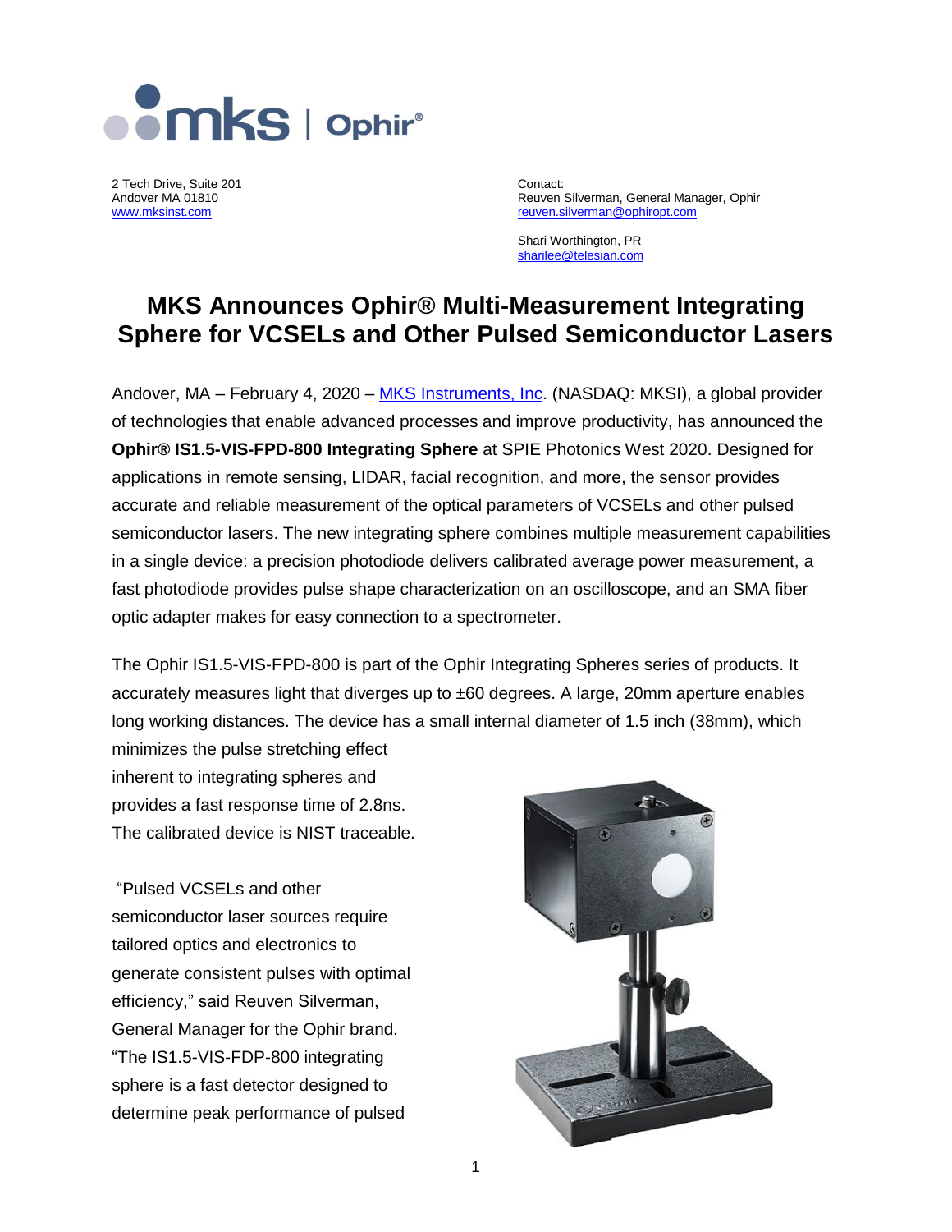2 Tech Drive, Suite 201
Andover MA 01810
www.mksinst.com

Contact:
Reuven Silverman, General Manager, Ophir
reuven.silverman@ophiropt.com

Shari Worthington, PR
sharilee@telesian.com

# MKS Announces Ophir® Multi-Measurement Integrating Sphere for VCSELs and Other Pulsed Semiconductor Lasers

Andover, MA – February 4, 2020 – MKS Instruments, Inc. (NASDAQ: MKSI), a global provider of technologies that enable advanced processes and improve productivity, has announced the **Ophir® IS1.5-VIS-FPD-800 Integrating Sphere** at SPIE Photonics West 2020. Designed for applications in remote sensing, LIDAR, facial recognition, and more, the sensor provides accurate and reliable measurement of the optical parameters of VCSELs and other pulsed semiconductor lasers. The new integrating sphere combines multiple measurement capabilities in a single device: a precision photodiode delivers calibrated average power measurement, a fast photodiode provides pulse shape characterization on an oscilloscope, and an SMA fiber optic adapter makes for easy connection to a spectrometer.

The Ophir IS1.5-VIS-FPD-800 is part of the Ophir Integrating Spheres series of products. It accurately measures light that diverges up to ±60 degrees. A large, 20mm aperture enables long working distances. The device has a small internal diameter of 1.5 inch (38mm), which minimizes the pulse stretching effect inherent to integrating spheres and provides a fast response time of 2.8ns. The calibrated device is NIST traceable.

"Pulsed VCSELs and other semiconductor laser sources require tailored optics and electronics to generate consistent pulses with optimal efficiency," said Reuven Silverman, General Manager for the Ophir brand. "The IS1.5-VIS-FDP-800 integrating sphere is a fast detector designed to determine peak performance of pulsed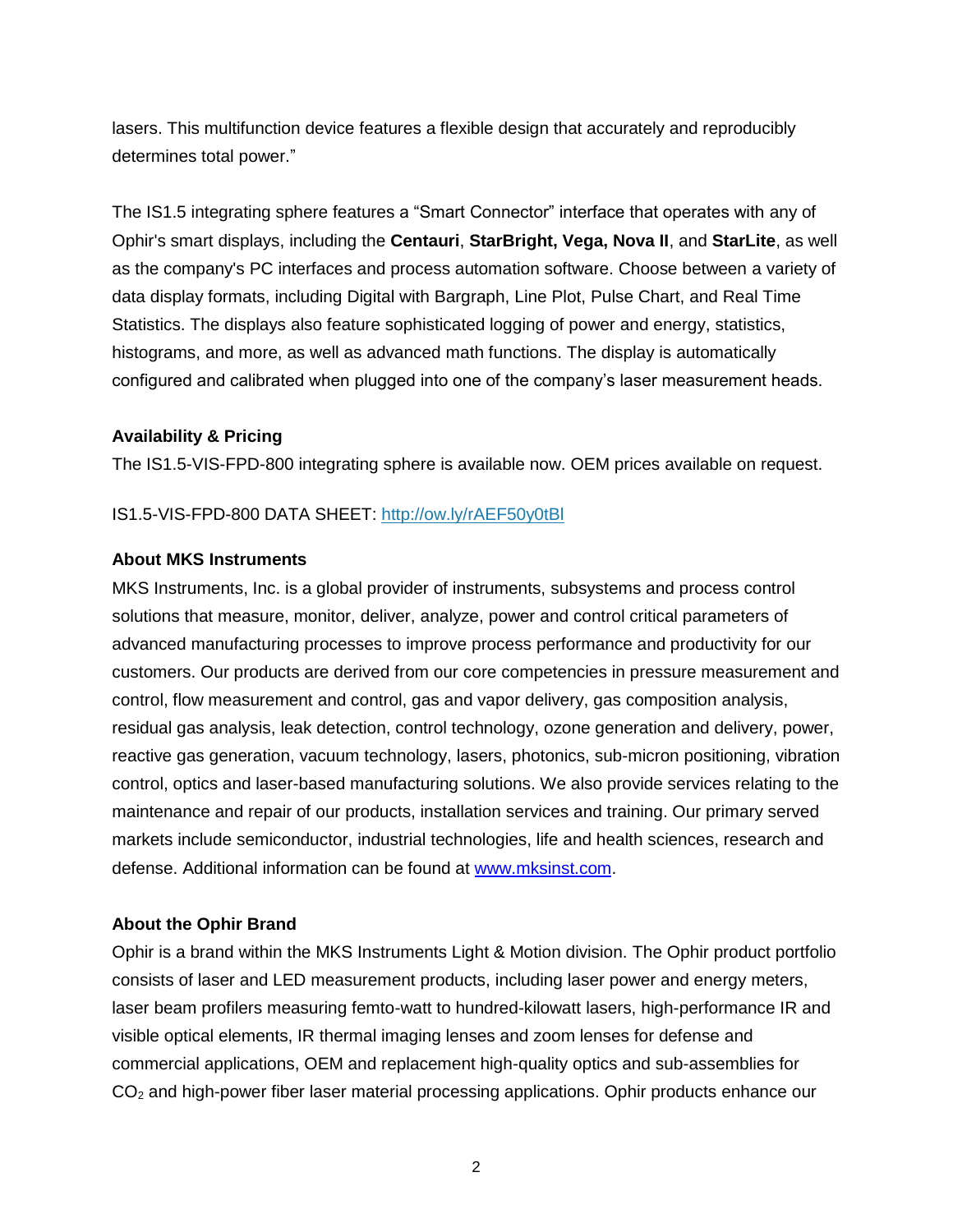lasers. This multifunction device features a flexible design that accurately and reproducibly determines total power."

The IS1.5 integrating sphere features a "Smart Connector" interface that operates with any of Ophir's smart displays, including the **Centauri**, **StarBright, Vega, Nova II**, and **StarLite**, as well as the company's PC interfaces and process automation software. Choose between a variety of data display formats, including Digital with Bargraph, Line Plot, Pulse Chart, and Real Time Statistics. The displays also feature sophisticated logging of power and energy, statistics, histograms, and more, as well as advanced math functions. The display is automatically configured and calibrated when plugged into one of the company's laser measurement heads.

**Availability & Pricing**

The IS1.5-VIS-FPD-800 integrating sphere is available now. OEM prices available on request.

IS1.5-VIS-FPD-800 DATA SHEET: [http://ow.ly/rAEF50y0tBl](http://ow.ly/rAEF50y0tBl)

**About MKS Instruments**

MKS Instruments, Inc. is a global provider of instruments, subsystems and process control solutions that measure, monitor, deliver, analyze, power and control critical parameters of advanced manufacturing processes to improve process performance and productivity for our customers. Our products are derived from our core competencies in pressure measurement and control, flow measurement and control, gas and vapor delivery, gas composition analysis, residual gas analysis, leak detection, control technology, ozone generation and delivery, power, reactive gas generation, vacuum technology, lasers, photonics, sub-micron positioning, vibration control, optics and laser-based manufacturing solutions. We also provide services relating to the maintenance and repair of our products, installation services and training. Our primary served markets include semiconductor, industrial technologies, life and health sciences, research and defense. Additional information can be found at [www.mksinst.com](www.mksinst.com).

**About the Ophir Brand**

Ophir is a brand within the MKS Instruments Light & Motion division. The Ophir product portfolio consists of laser and LED measurement products, including laser power and energy meters, laser beam profilers measuring femto-watt to hundred-kilowatt lasers, high-performance IR and visible optical elements, IR thermal imaging lenses and zoom lenses for defense and commercial applications, OEM and replacement high-quality optics and sub-assemblies for $CO_2$ and high-power fiber laser material processing applications. Ophir products enhance our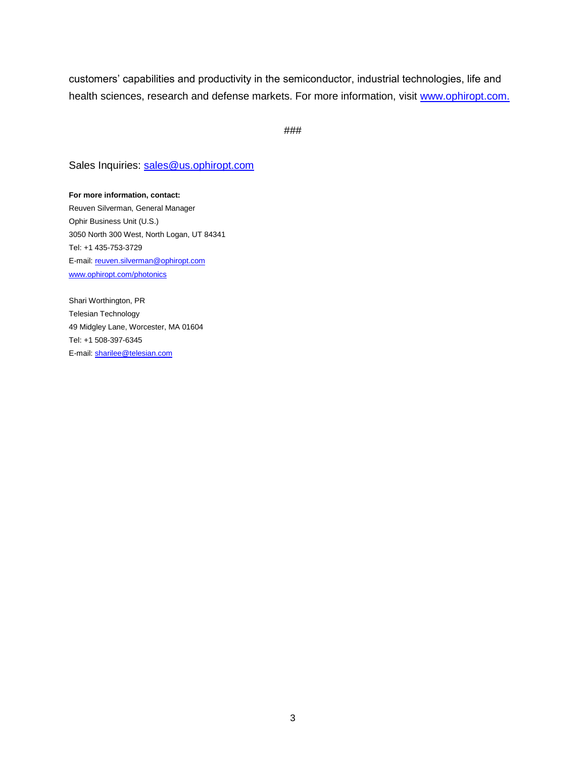customers' capabilities and productivity in the semiconductor, industrial technologies, life and health sciences, research and defense markets. For more information, visit www.ophiropt.com.

###

Sales Inquiries: sales@us.ophiropt.com

**For more information, contact:**
Reuven Silverman, General Manager
Ophir Business Unit (U.S.)
3050 North 300 West, North Logan, UT 84341
Tel: +1 435-753-3729
E-mail: reuven.silverman@ophiropt.com
www.ophiropt.com/photonics

Shari Worthington, PR
Telesian Technology
49 Midgley Lane, Worcester, MA 01604
Tel: +1 508-397-6345
E-mail: sharilee@telesian.com